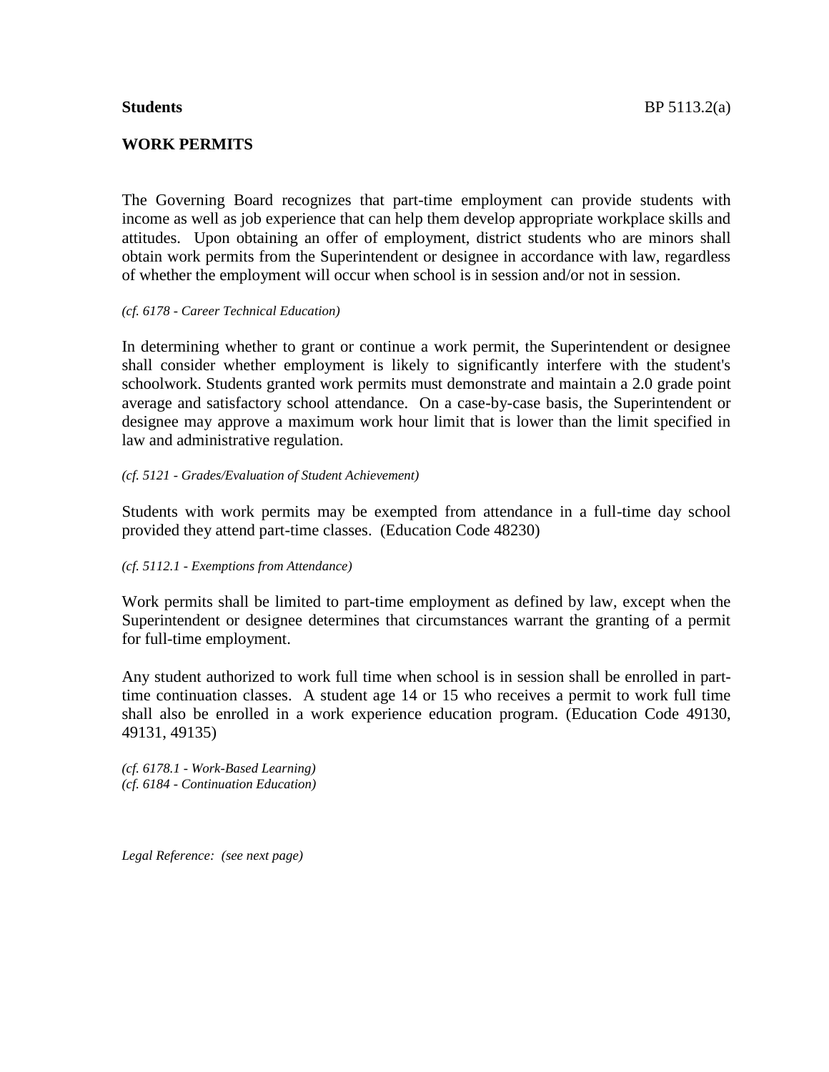**Students**

# WORK PERMITS

The Governing Board recognizes that part-time employment can provide students with income as well as job experience that can help them develop appropriate workplace skills and attitudes. Upon obtaining an offer of employment, district students who are minors shall obtain work permits from the Superintendent or designee in accordance with law, regardless of whether the employment will occur when school is in session and/or not in session.

*(cf. 6178 - Career Technical Education)*

In determining whether to grant or continue a work permit, the Superintendent or designee shall consider whether employment is likely to significantly interfere with the student's schoolwork. Students granted work permits must demonstrate and maintain a 2.0 grade point average and satisfactory school attendance. On a case-by-case basis, the Superintendent or designee may approve a maximum work hour limit that is lower than the limit specified in law and administrative regulation.

*(cf. 5121 - Grades/Evaluation of Student Achievement)*

Students with work permits may be exempted from attendance in a full-time day school provided they attend part-time classes. (Education Code 48230)

*(cf. 5112.1 - Exemptions from Attendance)*

Work permits shall be limited to part-time employment as defined by law, except when the Superintendent or designee determines that circumstances warrant the granting of a permit for full-time employment.

Any student authorized to work full time when school is in session shall be enrolled in part-time continuation classes. A student age 14 or 15 who receives a permit to work full time shall also be enrolled in a work experience education program. (Education Code 49130, 49131, 49135)

*(cf. 6178.1 - Work-Based Learning)*
*(cf. 6184 - Continuation Education)*

*Legal Reference: (see next page)*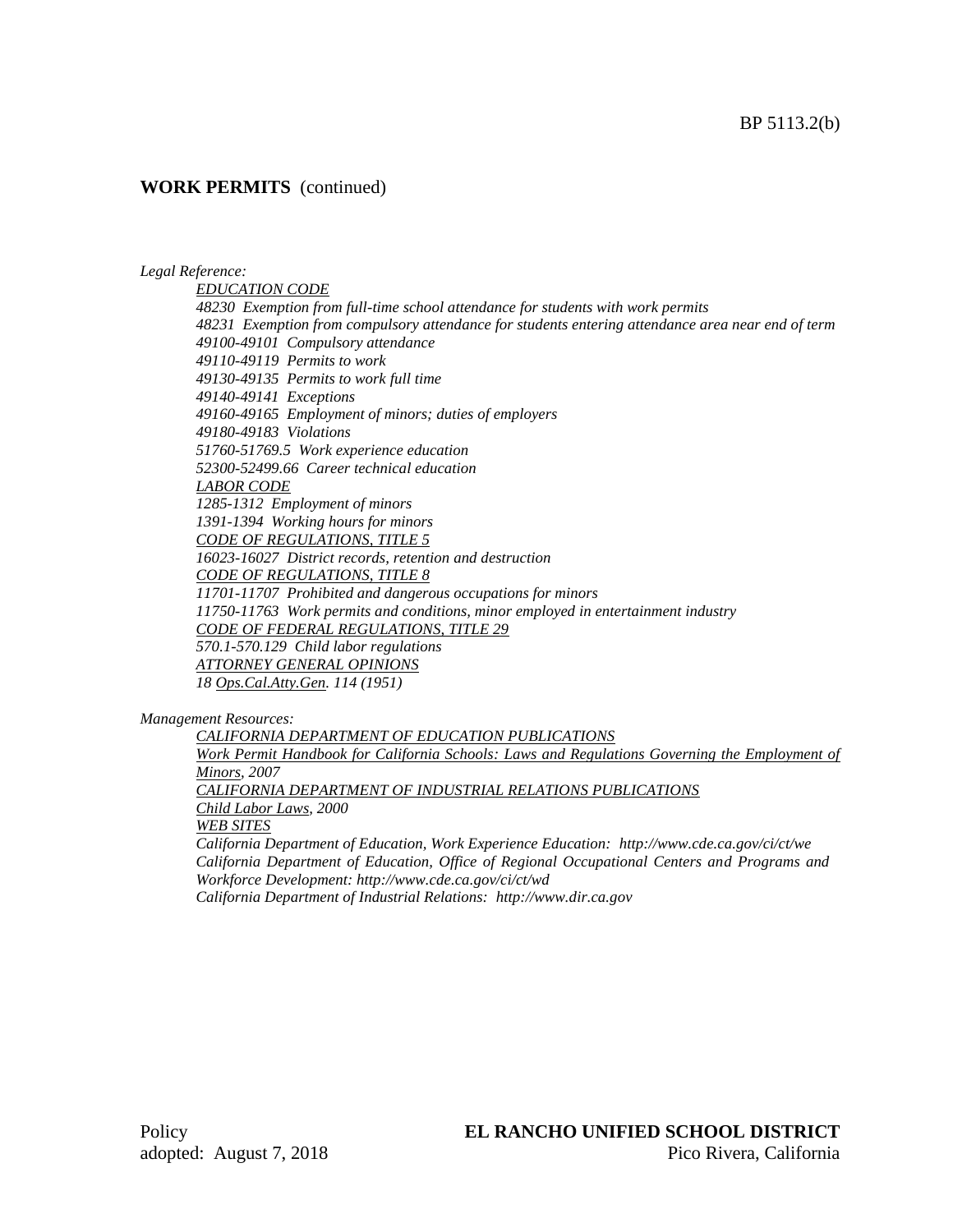**WORK PERMITS** (continued)

*Legal Reference:*

*EDUCATION CODE*
*48230 Exemption from full-time school attendance for students with work permits*
*48231 Exemption from compulsory attendance for students entering attendance area near end of term*
*49100-49101 Compulsory attendance*
*49110-49119 Permits to work*
*49130-49135 Permits to work full time*
*49140-49141 Exceptions*
*49160-49165 Employment of minors; duties of employers*
*49180-49183 Violations*
*51760-51769.5 Work experience education*
*52300-52499.66 Career technical education*
*LABOR CODE*
*1285-1312 Employment of minors*
*1391-1394 Working hours for minors*
*CODE OF REGULATIONS, TITLE 5*
*16023-16027 District records, retention and destruction*
*CODE OF REGULATIONS, TITLE 8*
*11701-11707 Prohibited and dangerous occupations for minors*
*11750-11763 Work permits and conditions, minor employed in entertainment industry*
*CODE OF FEDERAL REGULATIONS, TITLE 29*
*570.1-570.129 Child labor regulations*
*ATTORNEY GENERAL OPINIONS*
*18 Ops.Cal.Atty.Gen. 114 (1951)*

*Management Resources:*

*CALIFORNIA DEPARTMENT OF EDUCATION PUBLICATIONS*
*Work Permit Handbook for California Schools: Laws and Regulations Governing the Employment of Minors, 2007*
*CALIFORNIA DEPARTMENT OF INDUSTRIAL RELATIONS PUBLICATIONS*
*Child Labor Laws, 2000*
*WEB SITES*
*California Department of Education, Work Experience Education: http://www.cde.ca.gov/ci/ct/we*
*California Department of Education, Office of Regional Occupational Centers and Programs and Workforce Development: http://www.cde.ca.gov/ci/ct/wd*
*California Department of Industrial Relations: http://www.dir.ca.gov*

Policy
adopted: August 7, 2018

**EL RANCHO UNIFIED SCHOOL DISTRICT**
Pico Rivera, California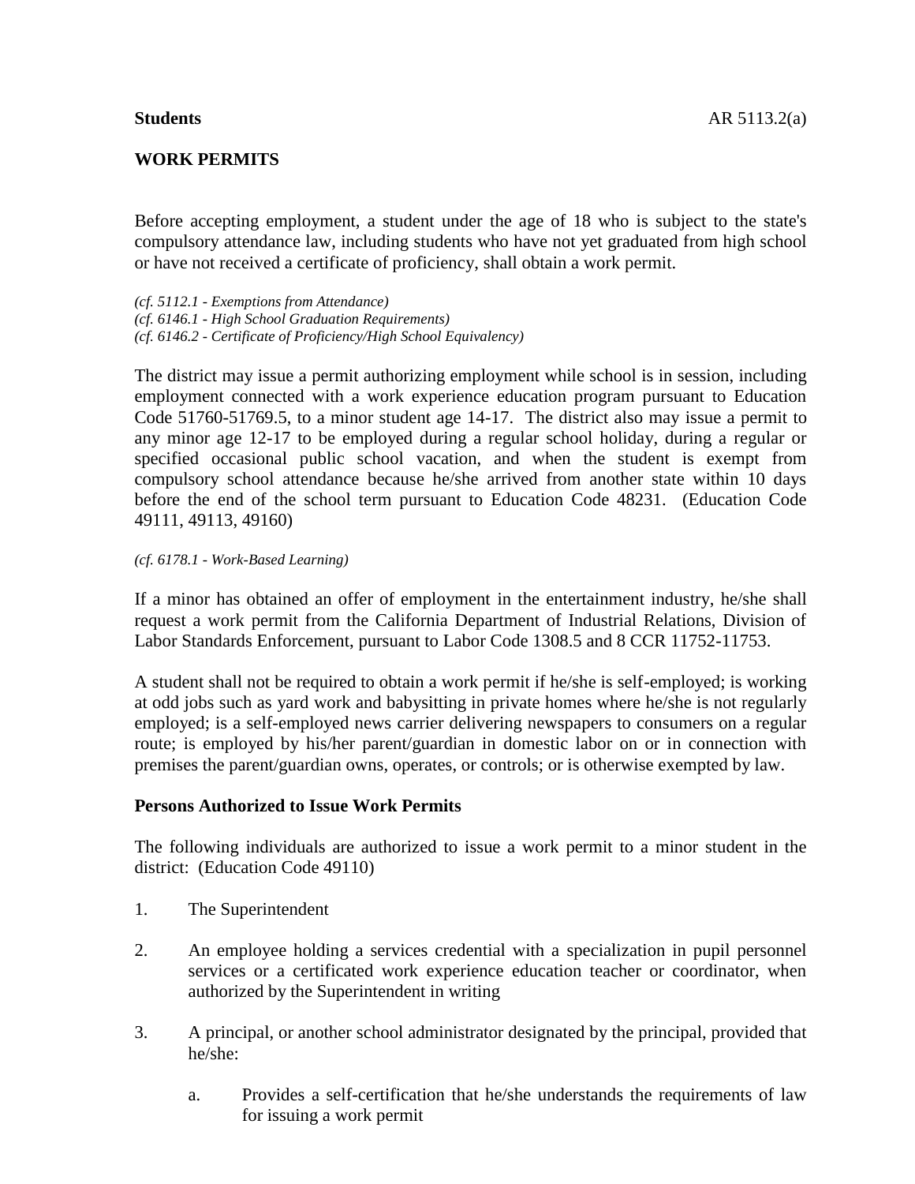**Students** AR 5113.2(a)

## WORK PERMITS

Before accepting employment, a student under the age of 18 who is subject to the state's compulsory attendance law, including students who have not yet graduated from high school or have not received a certificate of proficiency, shall obtain a work permit.

*(cf. 5112.1 - Exemptions from Attendance)*
*(cf. 6146.1 - High School Graduation Requirements)*
*(cf. 6146.2 - Certificate of Proficiency/High School Equivalency)*

The district may issue a permit authorizing employment while school is in session, including employment connected with a work experience education program pursuant to Education Code 51760-51769.5, to a minor student age 14-17. The district also may issue a permit to any minor age 12-17 to be employed during a regular school holiday, during a regular or specified occasional public school vacation, and when the student is exempt from compulsory school attendance because he/she arrived from another state within 10 days before the end of the school term pursuant to Education Code 48231. (Education Code 49111, 49113, 49160)

*(cf. 6178.1 - Work-Based Learning)*

If a minor has obtained an offer of employment in the entertainment industry, he/she shall request a work permit from the California Department of Industrial Relations, Division of Labor Standards Enforcement, pursuant to Labor Code 1308.5 and 8 CCR 11752-11753.

A student shall not be required to obtain a work permit if he/she is self-employed; is working at odd jobs such as yard work and babysitting in private homes where he/she is not regularly employed; is a self-employed news carrier delivering newspapers to consumers on a regular route; is employed by his/her parent/guardian in domestic labor on or in connection with premises the parent/guardian owns, operates, or controls; or is otherwise exempted by law.

### Persons Authorized to Issue Work Permits

The following individuals are authorized to issue a work permit to a minor student in the district: (Education Code 49110)

1. The Superintendent

2. An employee holding a services credential with a specialization in pupil personnel services or a certificated work experience education teacher or coordinator, when authorized by the Superintendent in writing

3. A principal, or another school administrator designated by the principal, provided that he/she:

    a. Provides a self-certification that he/she understands the requirements of law for issuing a work permit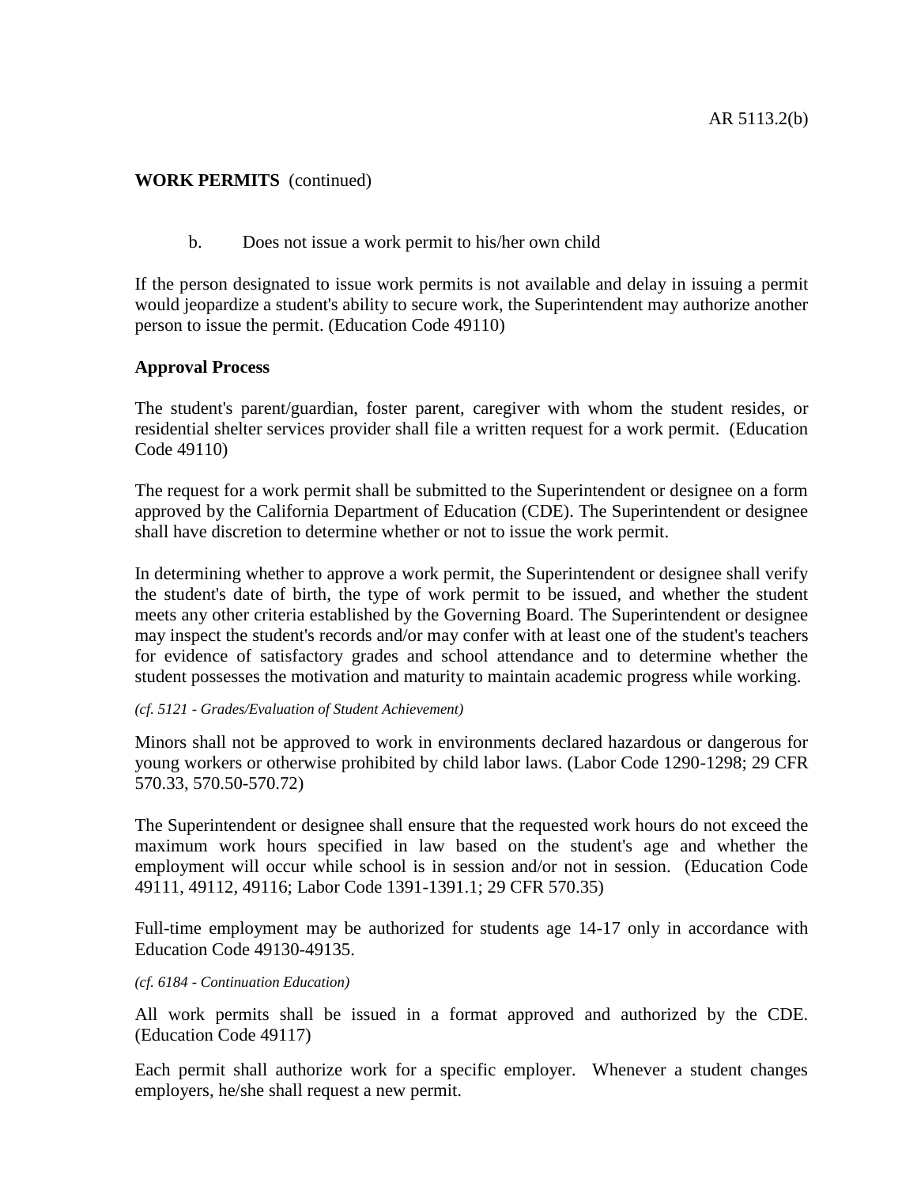**WORK PERMITS** (continued)

b. Does not issue a work permit to his/her own child

If the person designated to issue work permits is not available and delay in issuing a permit would jeopardize a student's ability to secure work, the Superintendent may authorize another person to issue the permit. (Education Code 49110)

**Approval Process**

The student's parent/guardian, foster parent, caregiver with whom the student resides, or residential shelter services provider shall file a written request for a work permit. (Education Code 49110)

The request for a work permit shall be submitted to the Superintendent or designee on a form approved by the California Department of Education (CDE). The Superintendent or designee shall have discretion to determine whether or not to issue the work permit.

In determining whether to approve a work permit, the Superintendent or designee shall verify the student's date of birth, the type of work permit to be issued, and whether the student meets any other criteria established by the Governing Board. The Superintendent or designee may inspect the student's records and/or may confer with at least one of the student's teachers for evidence of satisfactory grades and school attendance and to determine whether the student possesses the motivation and maturity to maintain academic progress while working.

*(cf. 5121 - Grades/Evaluation of Student Achievement)*

Minors shall not be approved to work in environments declared hazardous or dangerous for young workers or otherwise prohibited by child labor laws. (Labor Code 1290-1298; 29 CFR 570.33, 570.50-570.72)

The Superintendent or designee shall ensure that the requested work hours do not exceed the maximum work hours specified in law based on the student's age and whether the employment will occur while school is in session and/or not in session. (Education Code 49111, 49112, 49116; Labor Code 1391-1391.1; 29 CFR 570.35)

Full-time employment may be authorized for students age 14-17 only in accordance with Education Code 49130-49135.

*(cf. 6184 - Continuation Education)*

All work permits shall be issued in a format approved and authorized by the CDE. (Education Code 49117)

Each permit shall authorize work for a specific employer. Whenever a student changes employers, he/she shall request a new permit.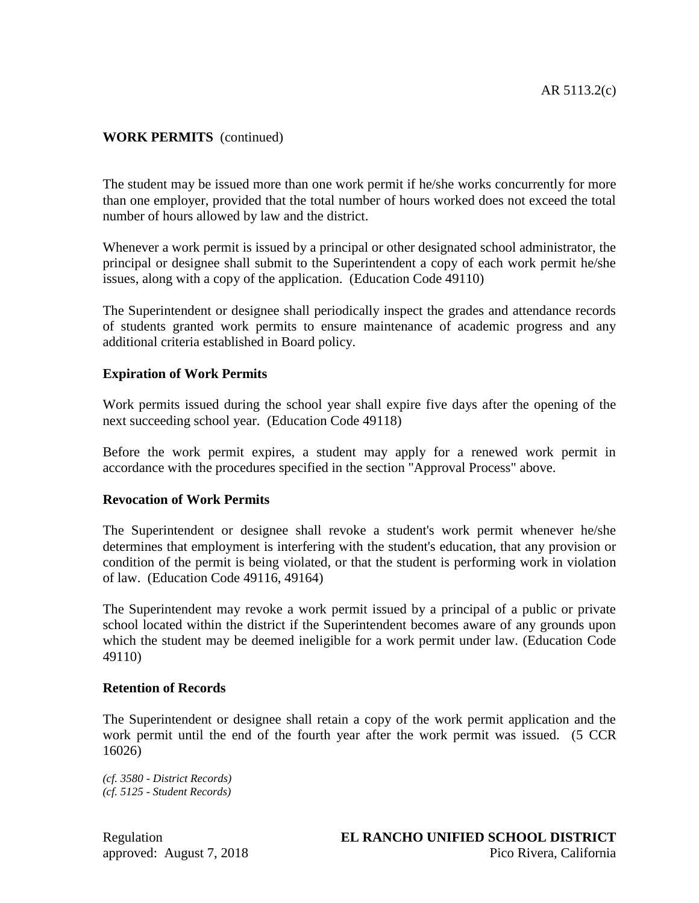**WORK PERMITS** (continued)

The student may be issued more than one work permit if he/she works concurrently for more than one employer, provided that the total number of hours worked does not exceed the total number of hours allowed by law and the district.

Whenever a work permit is issued by a principal or other designated school administrator, the principal or designee shall submit to the Superintendent a copy of each work permit he/she issues, along with a copy of the application. (Education Code 49110)

The Superintendent or designee shall periodically inspect the grades and attendance records of students granted work permits to ensure maintenance of academic progress and any additional criteria established in Board policy.

### Expiration of Work Permits

Work permits issued during the school year shall expire five days after the opening of the next succeeding school year. (Education Code 49118)

Before the work permit expires, a student may apply for a renewed work permit in accordance with the procedures specified in the section "Approval Process" above.

### Revocation of Work Permits

The Superintendent or designee shall revoke a student's work permit whenever he/she determines that employment is interfering with the student's education, that any provision or condition of the permit is being violated, or that the student is performing work in violation of law. (Education Code 49116, 49164)

The Superintendent may revoke a work permit issued by a principal of a public or private school located within the district if the Superintendent becomes aware of any grounds upon which the student may be deemed ineligible for a work permit under law. (Education Code 49110)

### Retention of Records

The Superintendent or designee shall retain a copy of the work permit application and the work permit until the end of the fourth year after the work permit was issued. (5 CCR 16026)

*(cf. 3580 - District Records)*
*(cf. 5125 - Student Records)*

Regulation approved: August 7, 2018

**EL RANCHO UNIFIED SCHOOL DISTRICT**
Pico Rivera, California